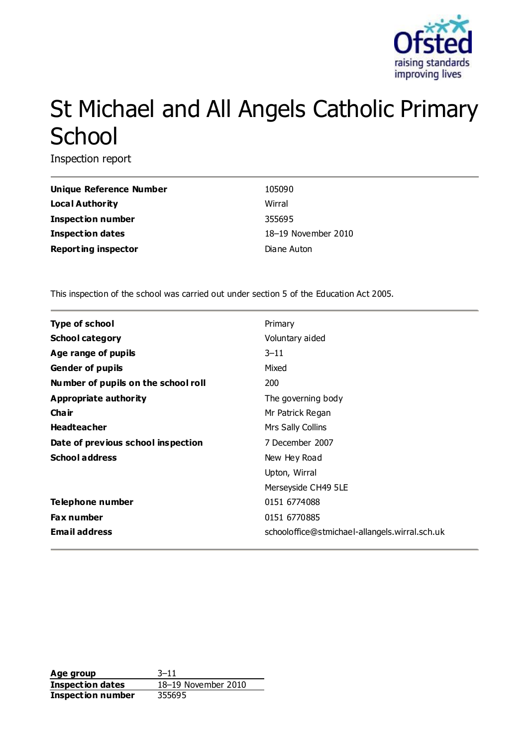# St Michael and All Angels Catholic Primary School

Inspection report

| | |
|---|---|
| **Unique Reference Number** | 105090 |
| **Local Authority** | Wirral |
| **Inspection number** | 355695 |
| **Inspection dates** | 18–19 November 2010 |
| **Reporting inspector** | Diane Auton |

This inspection of the school was carried out under section 5 of the Education Act 2005.

| | |
|---|---|
| **Type of school** | Primary |
| **School category** | Voluntary aided |
| **Age range of pupils** | 3–11 |
| **Gender of pupils** | Mixed |
| **Number of pupils on the school roll** | 200 |
| **Appropriate authority** | The governing body |
| **Chair** | Mr Patrick Regan |
| **Headteacher** | Mrs Sally Collins |
| **Date of previous school inspection** | 7 December 2007 |
| **School address** | New Hey Road<br>Upton, Wirral<br>Merseyside CH49 5LE |
| **Telephone number** | 0151 6774088 |
| **Fax number** | 0151 6770885 |
| **Email address** | schooloffice@stmichael-allangels.wirral.sch.uk |

| | |
|---|---|
| **Age group** | 3–11 |
| **Inspection dates** | 18–19 November 2010 |
| **Inspection number** | 355695 |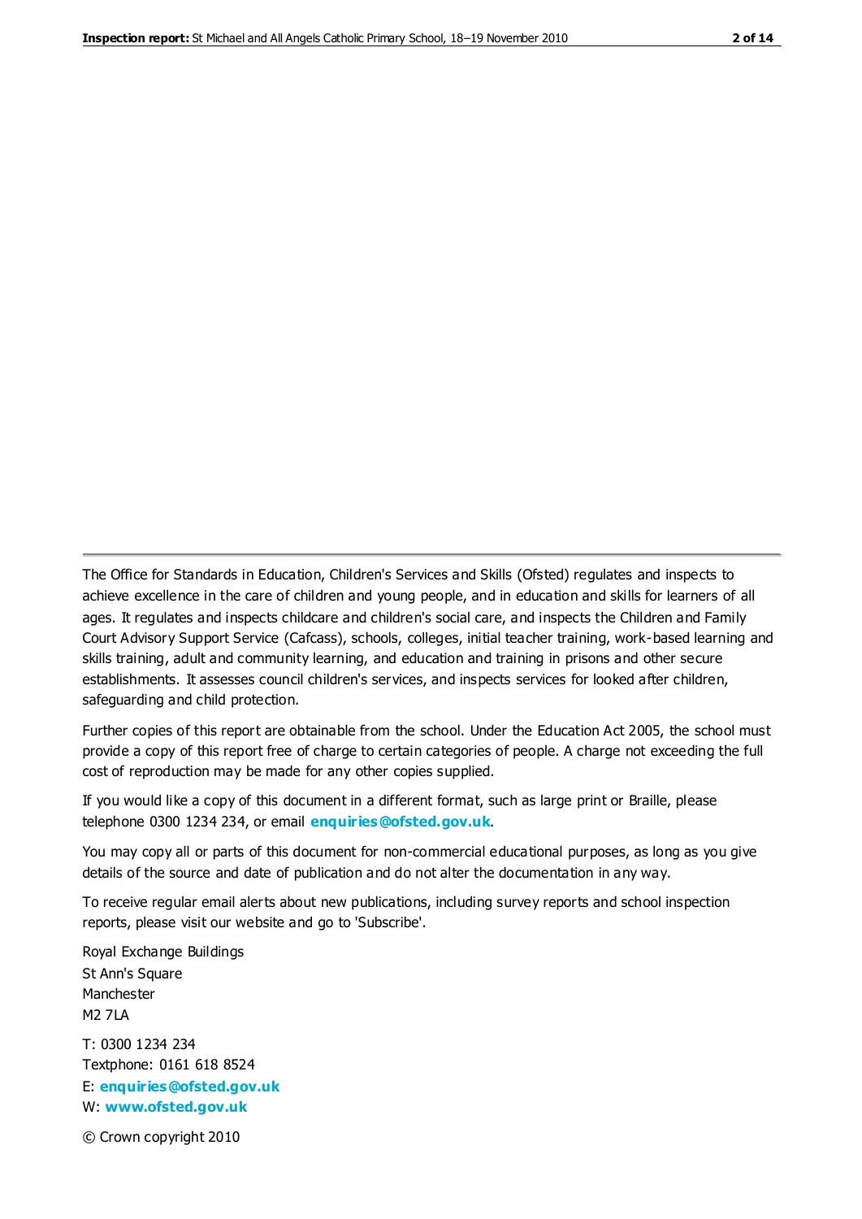The Office for Standards in Education, Children's Services and Skills (Ofsted) regulates and inspects to achieve excellence in the care of children and young people, and in education and skills for learners of all ages. It regulates and inspects childcare and children's social care, and inspects the Children and Family Court Advisory Support Service (Cafcass), schools, colleges, initial teacher training, work-based learning and skills training, adult and community learning, and education and training in prisons and other secure establishments. It assesses council children's services, and inspects services for looked after children, safeguarding and child protection.

Further copies of this report are obtainable from the school. Under the Education Act 2005, the school must provide a copy of this report free of charge to certain categories of people. A charge not exceeding the full cost of reproduction may be made for any other copies supplied.

If you would like a copy of this document in a different format, such as large print or Braille, please telephone 0300 1234 234, or email **enquiries@ofsted.gov.uk**.

You may copy all or parts of this document for non-commercial educational purposes, as long as you give details of the source and date of publication and do not alter the documentation in any way.

To receive regular email alerts about new publications, including survey reports and school inspection reports, please visit our website and go to 'Subscribe'.

Royal Exchange Buildings
St Ann's Square
Manchester
M2 7LA

T: 0300 1234 234
Textphone: 0161 618 8524
E: **enquiries@ofsted.gov.uk**
W: **www.ofsted.gov.uk**

© Crown copyright 2010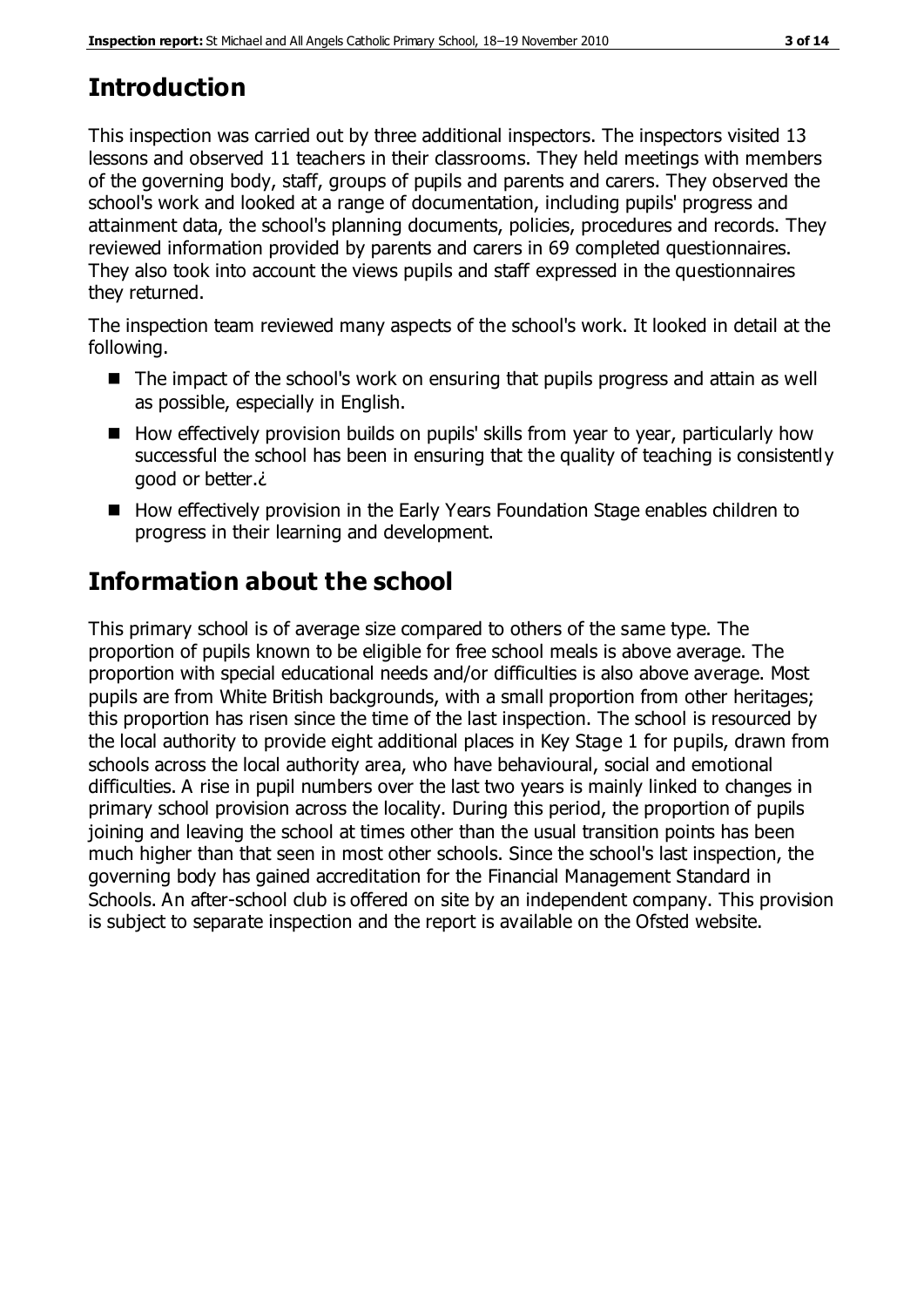# Introduction

This inspection was carried out by three additional inspectors. The inspectors visited 13 lessons and observed 11 teachers in their classrooms. They held meetings with members of the governing body, staff, groups of pupils and parents and carers. They observed the school's work and looked at a range of documentation, including pupils' progress and attainment data, the school's planning documents, policies, procedures and records. They reviewed information provided by parents and carers in 69 completed questionnaires. They also took into account the views pupils and staff expressed in the questionnaires they returned.

The inspection team reviewed many aspects of the school's work. It looked in detail at the following.

- The impact of the school's work on ensuring that pupils progress and attain as well as possible, especially in English.
- How effectively provision builds on pupils' skills from year to year, particularly how successful the school has been in ensuring that the quality of teaching is consistently good or better.¿
- How effectively provision in the Early Years Foundation Stage enables children to progress in their learning and development.

# Information about the school

This primary school is of average size compared to others of the same type. The proportion of pupils known to be eligible for free school meals is above average. The proportion with special educational needs and/or difficulties is also above average. Most pupils are from White British backgrounds, with a small proportion from other heritages; this proportion has risen since the time of the last inspection. The school is resourced by the local authority to provide eight additional places in Key Stage 1 for pupils, drawn from schools across the local authority area, who have behavioural, social and emotional difficulties. A rise in pupil numbers over the last two years is mainly linked to changes in primary school provision across the locality. During this period, the proportion of pupils joining and leaving the school at times other than the usual transition points has been much higher than that seen in most other schools. Since the school's last inspection, the governing body has gained accreditation for the Financial Management Standard in Schools. An after-school club is offered on site by an independent company. This provision is subject to separate inspection and the report is available on the Ofsted website.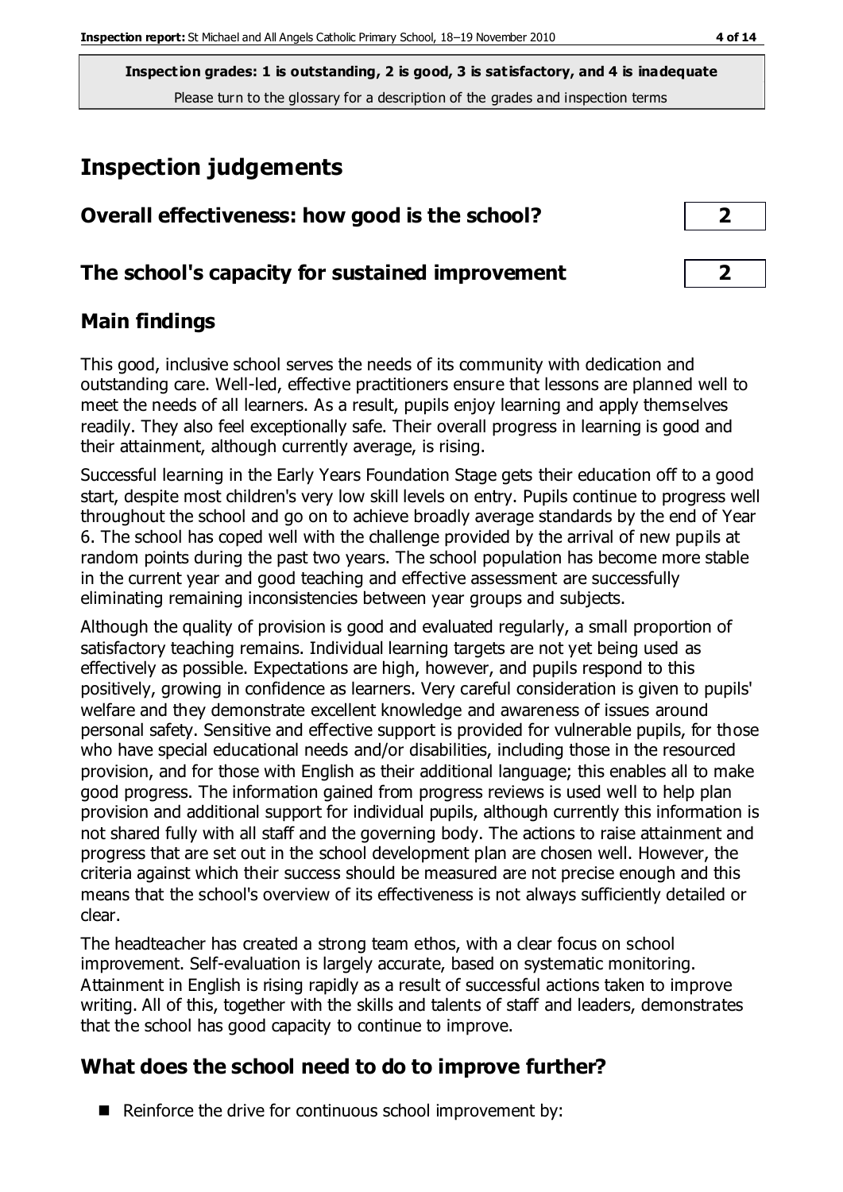**Inspection grades: 1 is outstanding, 2 is good, 3 is satisfactory, and 4 is inadequate**
Please turn to the glossary for a description of the grades and inspection terms

# Inspection judgements

| Overall effectiveness: how good is the school? | 2 |
|---|---|
| **The school's capacity for sustained improvement** | **2** |

## Main findings

This good, inclusive school serves the needs of its community with dedication and outstanding care. Well-led, effective practitioners ensure that lessons are planned well to meet the needs of all learners. As a result, pupils enjoy learning and apply themselves readily. They also feel exceptionally safe. Their overall progress in learning is good and their attainment, although currently average, is rising.

Successful learning in the Early Years Foundation Stage gets their education off to a good start, despite most children's very low skill levels on entry. Pupils continue to progress well throughout the school and go on to achieve broadly average standards by the end of Year 6. The school has coped well with the challenge provided by the arrival of new pupils at random points during the past two years. The school population has become more stable in the current year and good teaching and effective assessment are successfully eliminating remaining inconsistencies between year groups and subjects.

Although the quality of provision is good and evaluated regularly, a small proportion of satisfactory teaching remains. Individual learning targets are not yet being used as effectively as possible. Expectations are high, however, and pupils respond to this positively, growing in confidence as learners. Very careful consideration is given to pupils' welfare and they demonstrate excellent knowledge and awareness of issues around personal safety. Sensitive and effective support is provided for vulnerable pupils, for those who have special educational needs and/or disabilities, including those in the resourced provision, and for those with English as their additional language; this enables all to make good progress. The information gained from progress reviews is used well to help plan provision and additional support for individual pupils, although currently this information is not shared fully with all staff and the governing body. The actions to raise attainment and progress that are set out in the school development plan are chosen well. However, the criteria against which their success should be measured are not precise enough and this means that the school's overview of its effectiveness is not always sufficiently detailed or clear.

The headteacher has created a strong team ethos, with a clear focus on school improvement. Self-evaluation is largely accurate, based on systematic monitoring. Attainment in English is rising rapidly as a result of successful actions taken to improve writing. All of this, together with the skills and talents of staff and leaders, demonstrates that the school has good capacity to continue to improve.

## What does the school need to do to improve further?

- Reinforce the drive for continuous school improvement by: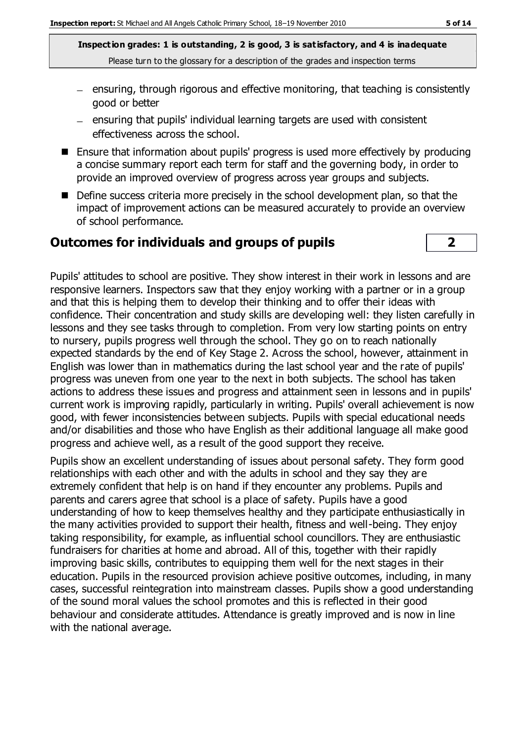- ensuring, through rigorous and effective monitoring, that teaching is consistently good or better
- ensuring that pupils' individual learning targets are used with consistent effectiveness across the school.

- Ensure that information about pupils' progress is used more effectively by producing a concise summary report each term for staff and the governing body, in order to provide an improved overview of progress across year groups and subjects.
- Define success criteria more precisely in the school development plan, so that the impact of improvement actions can be measured accurately to provide an overview of school performance.

## Outcomes for individuals and groups of pupils — 2

Pupils' attitudes to school are positive. They show interest in their work in lessons and are responsive learners. Inspectors saw that they enjoy working with a partner or in a group and that this is helping them to develop their thinking and to offer their ideas with confidence. Their concentration and study skills are developing well: they listen carefully in lessons and they see tasks through to completion. From very low starting points on entry to nursery, pupils progress well through the school. They go on to reach nationally expected standards by the end of Key Stage 2. Across the school, however, attainment in English was lower than in mathematics during the last school year and the rate of pupils' progress was uneven from one year to the next in both subjects. The school has taken actions to address these issues and progress and attainment seen in lessons and in pupils' current work is improving rapidly, particularly in writing. Pupils' overall achievement is now good, with fewer inconsistencies between subjects. Pupils with special educational needs and/or disabilities and those who have English as their additional language all make good progress and achieve well, as a result of the good support they receive.

Pupils show an excellent understanding of issues about personal safety. They form good relationships with each other and with the adults in school and they say they are extremely confident that help is on hand if they encounter any problems. Pupils and parents and carers agree that school is a place of safety. Pupils have a good understanding of how to keep themselves healthy and they participate enthusiastically in the many activities provided to support their health, fitness and well-being. They enjoy taking responsibility, for example, as influential school councillors. They are enthusiastic fundraisers for charities at home and abroad. All of this, together with their rapidly improving basic skills, contributes to equipping them well for the next stages in their education. Pupils in the resourced provision achieve positive outcomes, including, in many cases, successful reintegration into mainstream classes. Pupils show a good understanding of the sound moral values the school promotes and this is reflected in their good behaviour and considerate attitudes. Attendance is greatly improved and is now in line with the national average.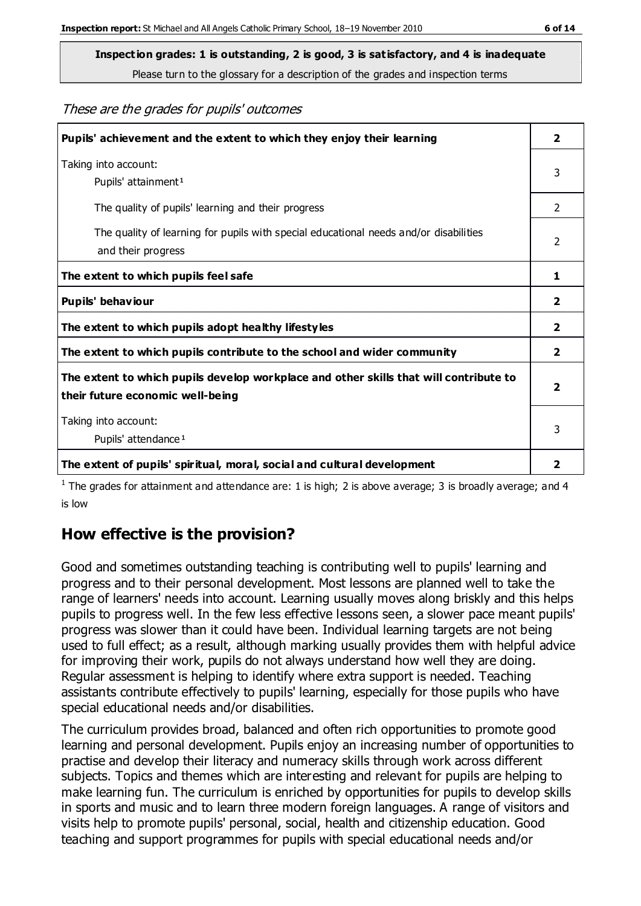**Inspection grades: 1 is outstanding, 2 is good, 3 is satisfactory, and 4 is inadequate**

Please turn to the glossary for a description of the grades and inspection terms

*These are the grades for pupils' outcomes*

| | |
|---|---|
| **Pupils' achievement and the extent to which they enjoy their learning** | **2** |
| Taking into account:<br>Pupils' attainment[1] | 3 |
| The quality of pupils' learning and their progress | 2 |
| The quality of learning for pupils with special educational needs and/or disabilities and their progress | 2 |
| **The extent to which pupils feel safe** | **1** |
| **Pupils' behaviour** | **2** |
| **The extent to which pupils adopt healthy lifestyles** | **2** |
| **The extent to which pupils contribute to the school and wider community** | **2** |
| **The extent to which pupils develop workplace and other skills that will contribute to their future economic well-being** | **2** |
| Taking into account:<br>Pupils' attendance[1] | 3 |
| **The extent of pupils' spiritual, moral, social and cultural development** | **2** |

[1] The grades for attainment and attendance are: 1 is high; 2 is above average; 3 is broadly average; and 4 is low

## How effective is the provision?

Good and sometimes outstanding teaching is contributing well to pupils' learning and progress and to their personal development. Most lessons are planned well to take the range of learners' needs into account. Learning usually moves along briskly and this helps pupils to progress well. In the few less effective lessons seen, a slower pace meant pupils' progress was slower than it could have been. Individual learning targets are not being used to full effect; as a result, although marking usually provides them with helpful advice for improving their work, pupils do not always understand how well they are doing. Regular assessment is helping to identify where extra support is needed. Teaching assistants contribute effectively to pupils' learning, especially for those pupils who have special educational needs and/or disabilities.

The curriculum provides broad, balanced and often rich opportunities to promote good learning and personal development. Pupils enjoy an increasing number of opportunities to practise and develop their literacy and numeracy skills through work across different subjects. Topics and themes which are interesting and relevant for pupils are helping to make learning fun. The curriculum is enriched by opportunities for pupils to develop skills in sports and music and to learn three modern foreign languages. A range of visitors and visits help to promote pupils' personal, social, health and citizenship education. Good teaching and support programmes for pupils with special educational needs and/or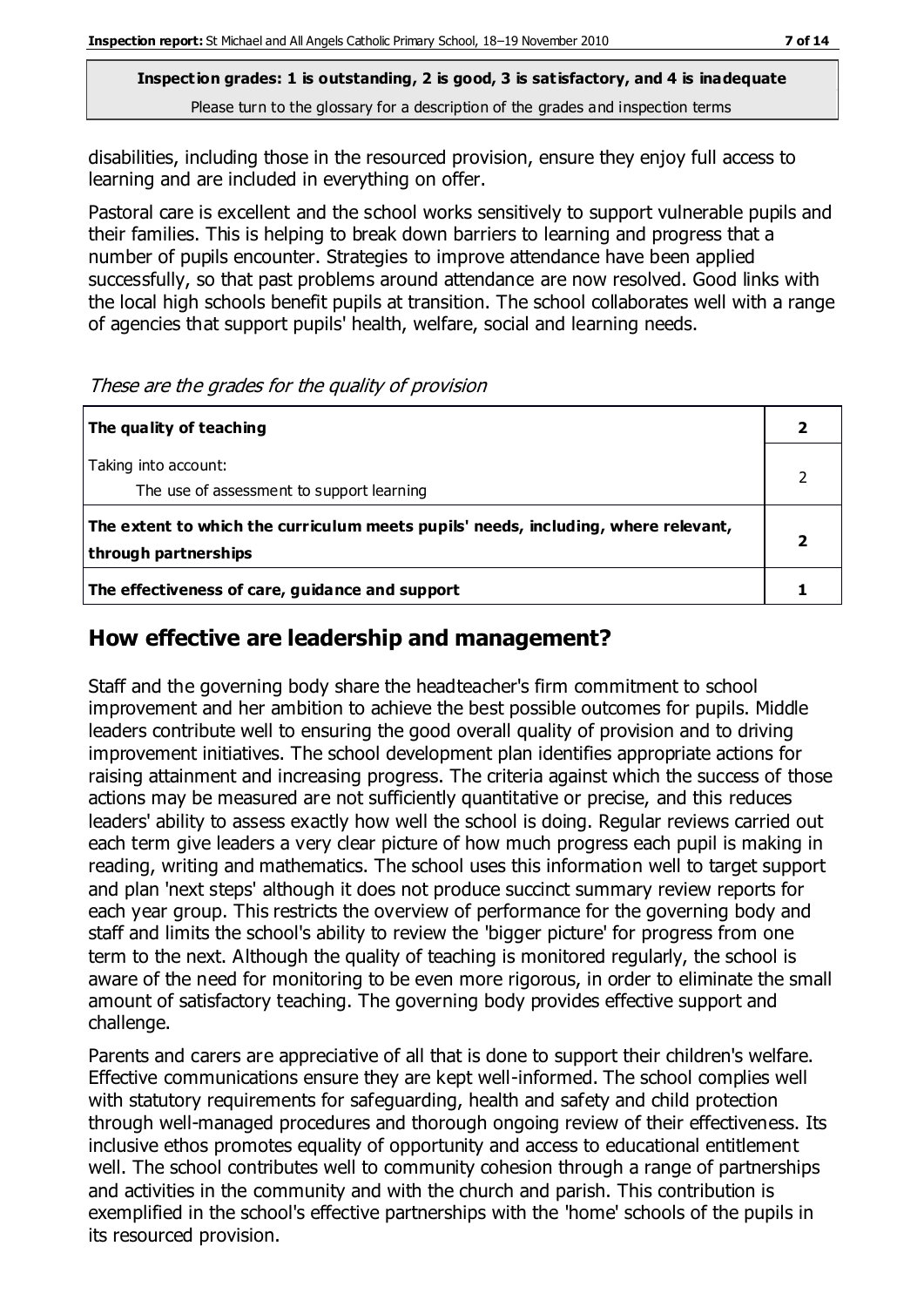disabilities, including those in the resourced provision, ensure they enjoy full access to learning and are included in everything on offer.

Pastoral care is excellent and the school works sensitively to support vulnerable pupils and their families. This is helping to break down barriers to learning and progress that a number of pupils encounter. Strategies to improve attendance have been applied successfully, so that past problems around attendance are now resolved. Good links with the local high schools benefit pupils at transition. The school collaborates well with a range of agencies that support pupils' health, welfare, social and learning needs.

*These are the grades for the quality of provision*

| | |
|---|---|
| **The quality of teaching** | **2** |
| Taking into account:<br>The use of assessment to support learning | 2 |
| **The extent to which the curriculum meets pupils' needs, including, where relevant, through partnerships** | **2** |
| **The effectiveness of care, guidance and support** | **1** |

## How effective are leadership and management?

Staff and the governing body share the headteacher's firm commitment to school improvement and her ambition to achieve the best possible outcomes for pupils. Middle leaders contribute well to ensuring the good overall quality of provision and to driving improvement initiatives. The school development plan identifies appropriate actions for raising attainment and increasing progress. The criteria against which the success of those actions may be measured are not sufficiently quantitative or precise, and this reduces leaders' ability to assess exactly how well the school is doing. Regular reviews carried out each term give leaders a very clear picture of how much progress each pupil is making in reading, writing and mathematics. The school uses this information well to target support and plan 'next steps' although it does not produce succinct summary review reports for each year group. This restricts the overview of performance for the governing body and staff and limits the school's ability to review the 'bigger picture' for progress from one term to the next. Although the quality of teaching is monitored regularly, the school is aware of the need for monitoring to be even more rigorous, in order to eliminate the small amount of satisfactory teaching. The governing body provides effective support and challenge.

Parents and carers are appreciative of all that is done to support their children's welfare. Effective communications ensure they are kept well-informed. The school complies well with statutory requirements for safeguarding, health and safety and child protection through well-managed procedures and thorough ongoing review of their effectiveness. Its inclusive ethos promotes equality of opportunity and access to educational entitlement well. The school contributes well to community cohesion through a range of partnerships and activities in the community and with the church and parish. This contribution is exemplified in the school's effective partnerships with the 'home' schools of the pupils in its resourced provision.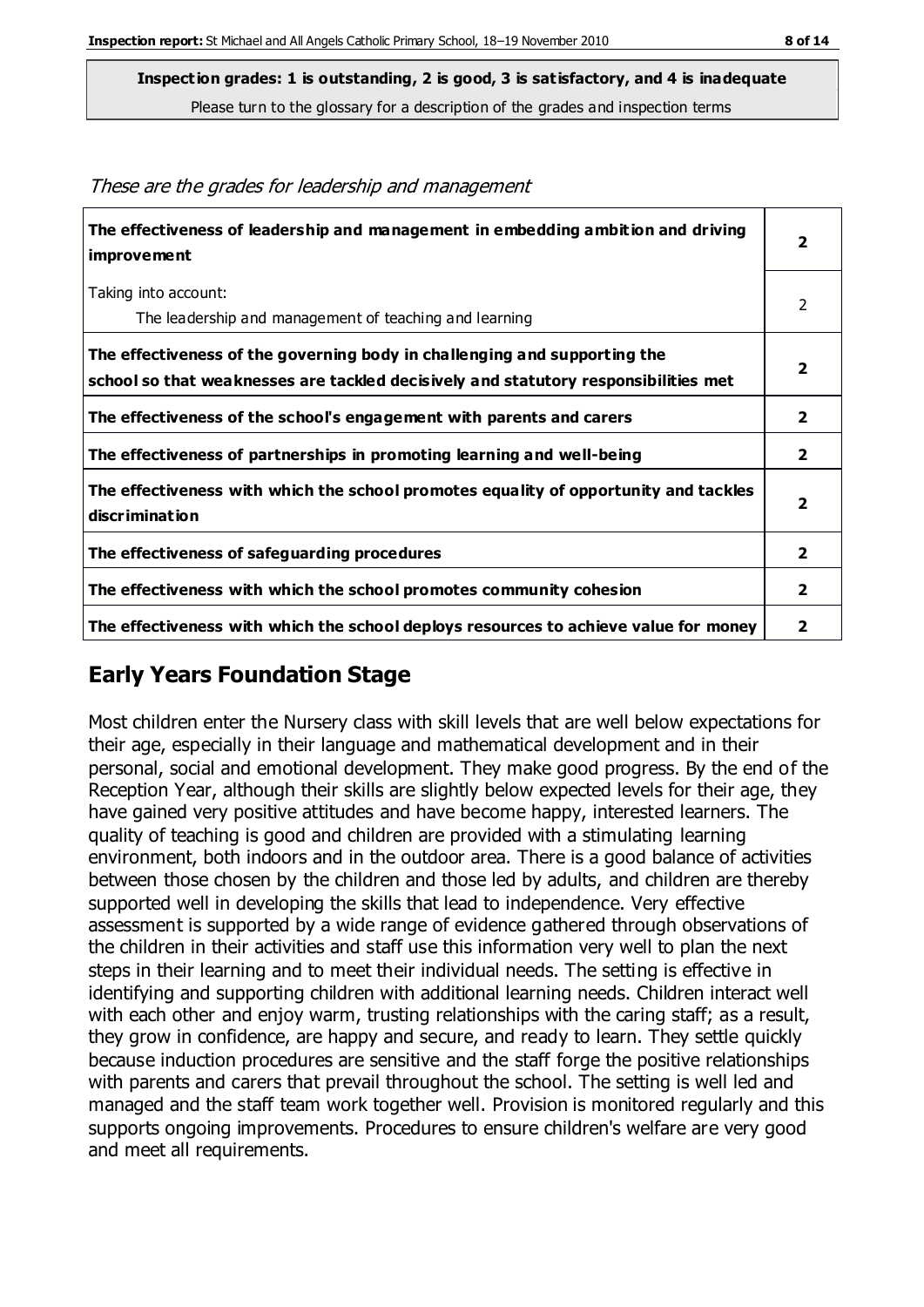**Inspection grades: 1 is outstanding, 2 is good, 3 is satisfactory, and 4 is inadequate**

Please turn to the glossary for a description of the grades and inspection terms

*These are the grades for leadership and management*

| | |
|---|---|
| **The effectiveness of leadership and management in embedding ambition and driving improvement** | **2** |
| Taking into account:<br>The leadership and management of teaching and learning | 2 |
| **The effectiveness of the governing body in challenging and supporting the school so that weaknesses are tackled decisively and statutory responsibilities met** | **2** |
| **The effectiveness of the school's engagement with parents and carers** | **2** |
| **The effectiveness of partnerships in promoting learning and well-being** | **2** |
| **The effectiveness with which the school promotes equality of opportunity and tackles discrimination** | **2** |
| **The effectiveness of safeguarding procedures** | **2** |
| **The effectiveness with which the school promotes community cohesion** | **2** |
| **The effectiveness with which the school deploys resources to achieve value for money** | **2** |

## Early Years Foundation Stage

Most children enter the Nursery class with skill levels that are well below expectations for their age, especially in their language and mathematical development and in their personal, social and emotional development. They make good progress. By the end of the Reception Year, although their skills are slightly below expected levels for their age, they have gained very positive attitudes and have become happy, interested learners. The quality of teaching is good and children are provided with a stimulating learning environment, both indoors and in the outdoor area. There is a good balance of activities between those chosen by the children and those led by adults, and children are thereby supported well in developing the skills that lead to independence. Very effective assessment is supported by a wide range of evidence gathered through observations of the children in their activities and staff use this information very well to plan the next steps in their learning and to meet their individual needs. The setting is effective in identifying and supporting children with additional learning needs. Children interact well with each other and enjoy warm, trusting relationships with the caring staff; as a result, they grow in confidence, are happy and secure, and ready to learn. They settle quickly because induction procedures are sensitive and the staff forge the positive relationships with parents and carers that prevail throughout the school. The setting is well led and managed and the staff team work together well. Provision is monitored regularly and this supports ongoing improvements. Procedures to ensure children's welfare are very good and meet all requirements.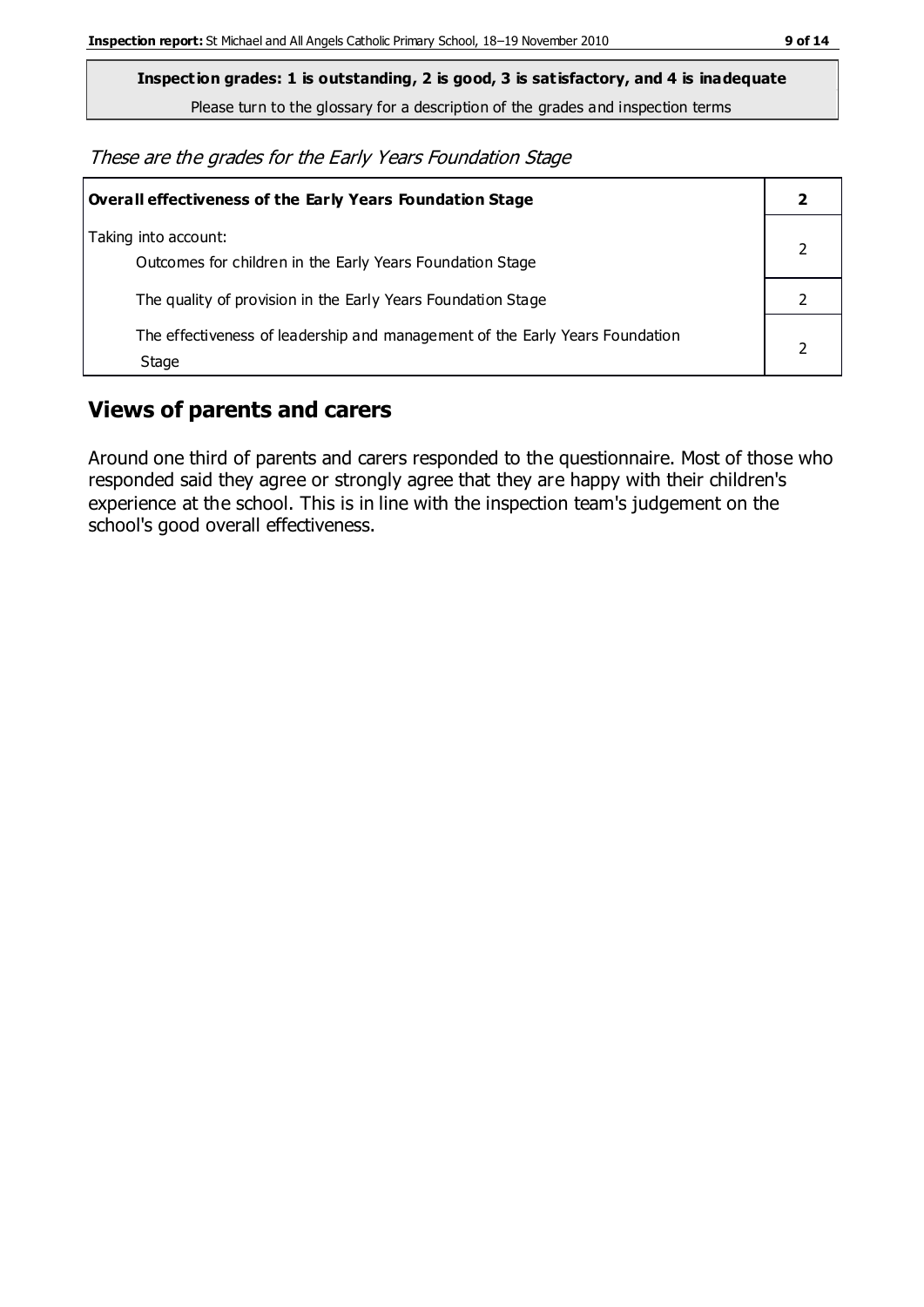**Inspection grades: 1 is outstanding, 2 is good, 3 is satisfactory, and 4 is inadequate**

Please turn to the glossary for a description of the grades and inspection terms

*These are the grades for the Early Years Foundation Stage*

| **Overall effectiveness of the Early Years Foundation Stage** | **2** |
|---|---|
| Taking into account:<br>Outcomes for children in the Early Years Foundation Stage | 2 |
| The quality of provision in the Early Years Foundation Stage | 2 |
| The effectiveness of leadership and management of the Early Years Foundation Stage | 2 |

## Views of parents and carers

Around one third of parents and carers responded to the questionnaire. Most of those who responded said they agree or strongly agree that they are happy with their children's experience at the school. This is in line with the inspection team's judgement on the school's good overall effectiveness.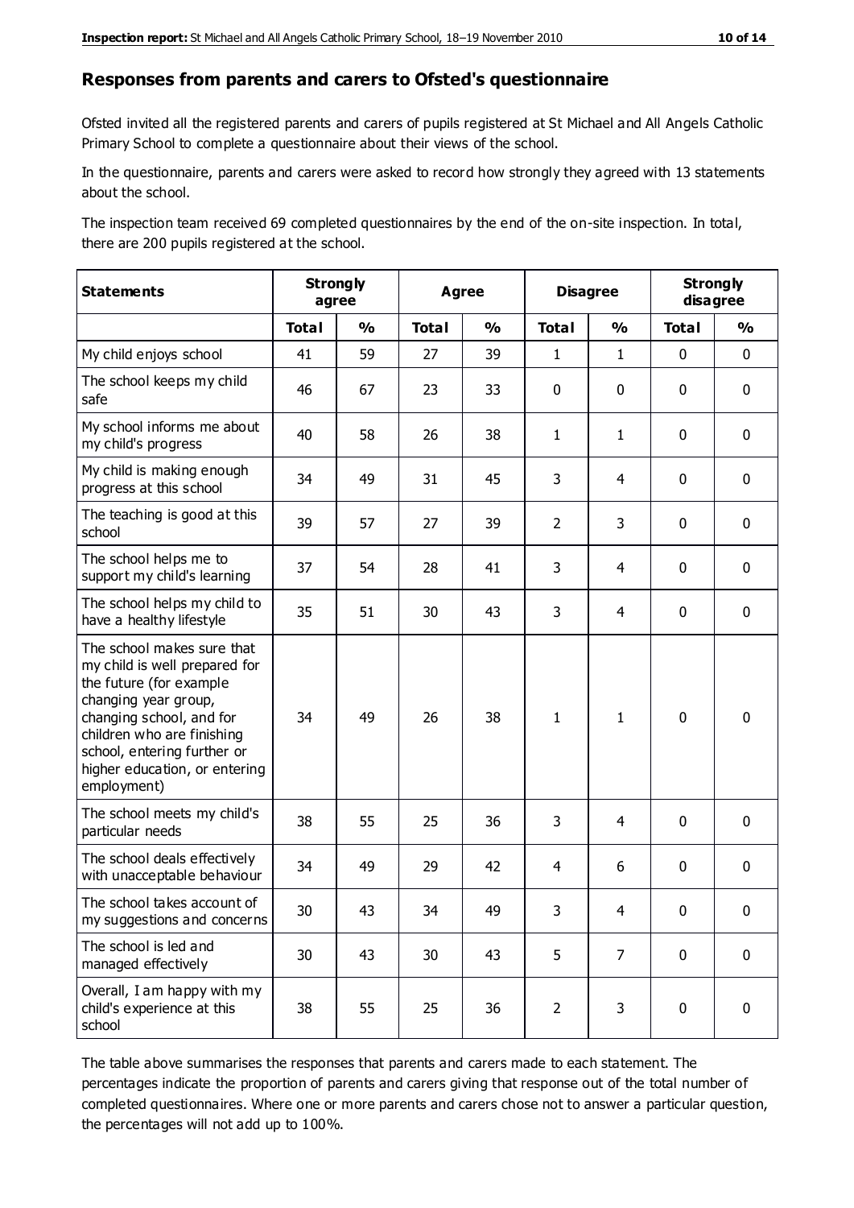## Responses from parents and carers to Ofsted's questionnaire

Ofsted invited all the registered parents and carers of pupils registered at St Michael and All Angels Catholic Primary School to complete a questionnaire about their views of the school.

In the questionnaire, parents and carers were asked to record how strongly they agreed with 13 statements about the school.

The inspection team received 69 completed questionnaires by the end of the on-site inspection. In total, there are 200 pupils registered at the school.

| Statements | Strongly agree | | Agree | | Disagree | | Strongly disagree | |
|---|---|---|---|---|---|---|---|---|
| | Total | % | Total | % | Total | % | Total | % |
| My child enjoys school | 41 | 59 | 27 | 39 | 1 | 1 | 0 | 0 |
| The school keeps my child safe | 46 | 67 | 23 | 33 | 0 | 0 | 0 | 0 |
| My school informs me about my child's progress | 40 | 58 | 26 | 38 | 1 | 1 | 0 | 0 |
| My child is making enough progress at this school | 34 | 49 | 31 | 45 | 3 | 4 | 0 | 0 |
| The teaching is good at this school | 39 | 57 | 27 | 39 | 2 | 3 | 0 | 0 |
| The school helps me to support my child's learning | 37 | 54 | 28 | 41 | 3 | 4 | 0 | 0 |
| The school helps my child to have a healthy lifestyle | 35 | 51 | 30 | 43 | 3 | 4 | 0 | 0 |
| The school makes sure that my child is well prepared for the future (for example changing year group, changing school, and for children who are finishing school, entering further or higher education, or entering employment) | 34 | 49 | 26 | 38 | 1 | 1 | 0 | 0 |
| The school meets my child's particular needs | 38 | 55 | 25 | 36 | 3 | 4 | 0 | 0 |
| The school deals effectively with unacceptable behaviour | 34 | 49 | 29 | 42 | 4 | 6 | 0 | 0 |
| The school takes account of my suggestions and concerns | 30 | 43 | 34 | 49 | 3 | 4 | 0 | 0 |
| The school is led and managed effectively | 30 | 43 | 30 | 43 | 5 | 7 | 0 | 0 |
| Overall, I am happy with my child's experience at this school | 38 | 55 | 25 | 36 | 2 | 3 | 0 | 0 |

The table above summarises the responses that parents and carers made to each statement. The percentages indicate the proportion of parents and carers giving that response out of the total number of completed questionnaires. Where one or more parents and carers chose not to answer a particular question, the percentages will not add up to 100%.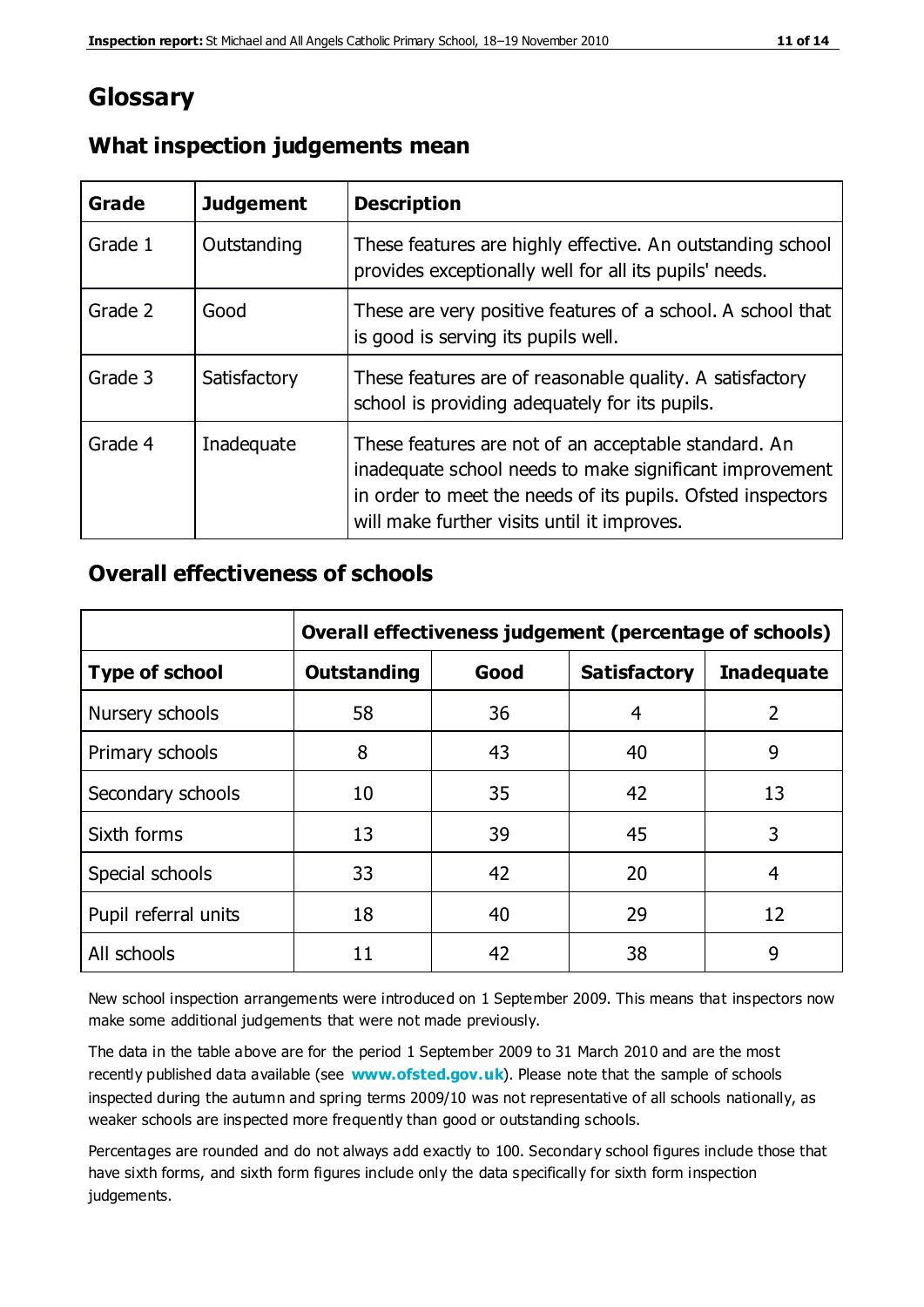# Glossary

## What inspection judgements mean

| Grade | Judgement | Description |
| --- | --- | --- |
| Grade 1 | Outstanding | These features are highly effective. An outstanding school provides exceptionally well for all its pupils' needs. |
| Grade 2 | Good | These are very positive features of a school. A school that is good is serving its pupils well. |
| Grade 3 | Satisfactory | These features are of reasonable quality. A satisfactory school is providing adequately for its pupils. |
| Grade 4 | Inadequate | These features are not of an acceptable standard. An inadequate school needs to make significant improvement in order to meet the needs of its pupils. Ofsted inspectors will make further visits until it improves. |

## Overall effectiveness of schools

| | Overall effectiveness judgement (percentage of schools) | | | |
| --- | --- | --- | --- | --- |
| **Type of school** | **Outstanding** | **Good** | **Satisfactory** | **Inadequate** |
| Nursery schools | 58 | 36 | 4 | 2 |
| Primary schools | 8 | 43 | 40 | 9 |
| Secondary schools | 10 | 35 | 42 | 13 |
| Sixth forms | 13 | 39 | 45 | 3 |
| Special schools | 33 | 42 | 20 | 4 |
| Pupil referral units | 18 | 40 | 29 | 12 |
| All schools | 11 | 42 | 38 | 9 |

New school inspection arrangements were introduced on 1 September 2009. This means that inspectors now make some additional judgements that were not made previously.

The data in the table above are for the period 1 September 2009 to 31 March 2010 and are the most recently published data available (see **www.ofsted.gov.uk**). Please note that the sample of schools inspected during the autumn and spring terms 2009/10 was not representative of all schools nationally, as weaker schools are inspected more frequently than good or outstanding schools.

Percentages are rounded and do not always add exactly to 100. Secondary school figures include those that have sixth forms, and sixth form figures include only the data specifically for sixth form inspection judgements.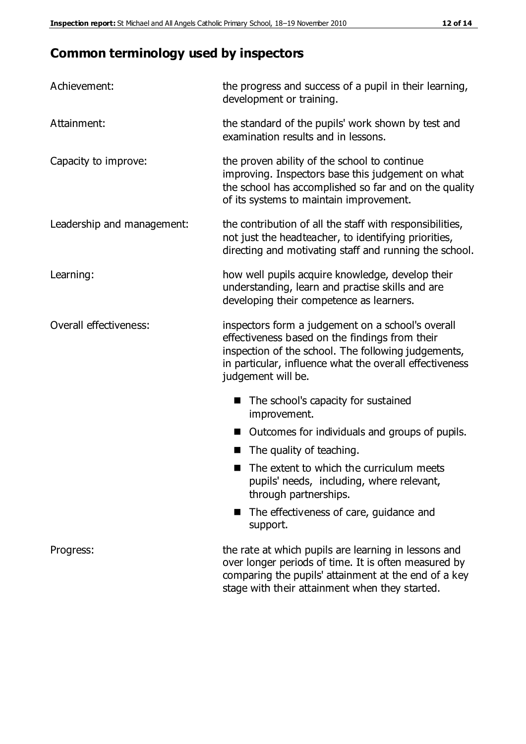## Common terminology used by inspectors

| | |
|---|---|
| Achievement: | the progress and success of a pupil in their learning, development or training. |
| Attainment: | the standard of the pupils' work shown by test and examination results and in lessons. |
| Capacity to improve: | the proven ability of the school to continue improving. Inspectors base this judgement on what the school has accomplished so far and on the quality of its systems to maintain improvement. |
| Leadership and management: | the contribution of all the staff with responsibilities, not just the headteacher, to identifying priorities, directing and motivating staff and running the school. |
| Learning: | how well pupils acquire knowledge, develop their understanding, learn and practise skills and are developing their competence as learners. |
| Overall effectiveness: | inspectors form a judgement on a school's overall effectiveness based on the findings from their inspection of the school. The following judgements, in particular, influence what the overall effectiveness judgement will be. <br> ■ The school's capacity for sustained improvement. <br> ■ Outcomes for individuals and groups of pupils. <br> ■ The quality of teaching. <br> ■ The extent to which the curriculum meets pupils' needs, including, where relevant, through partnerships. <br> ■ The effectiveness of care, guidance and support. |
| Progress: | the rate at which pupils are learning in lessons and over longer periods of time. It is often measured by comparing the pupils' attainment at the end of a key stage with their attainment when they started. |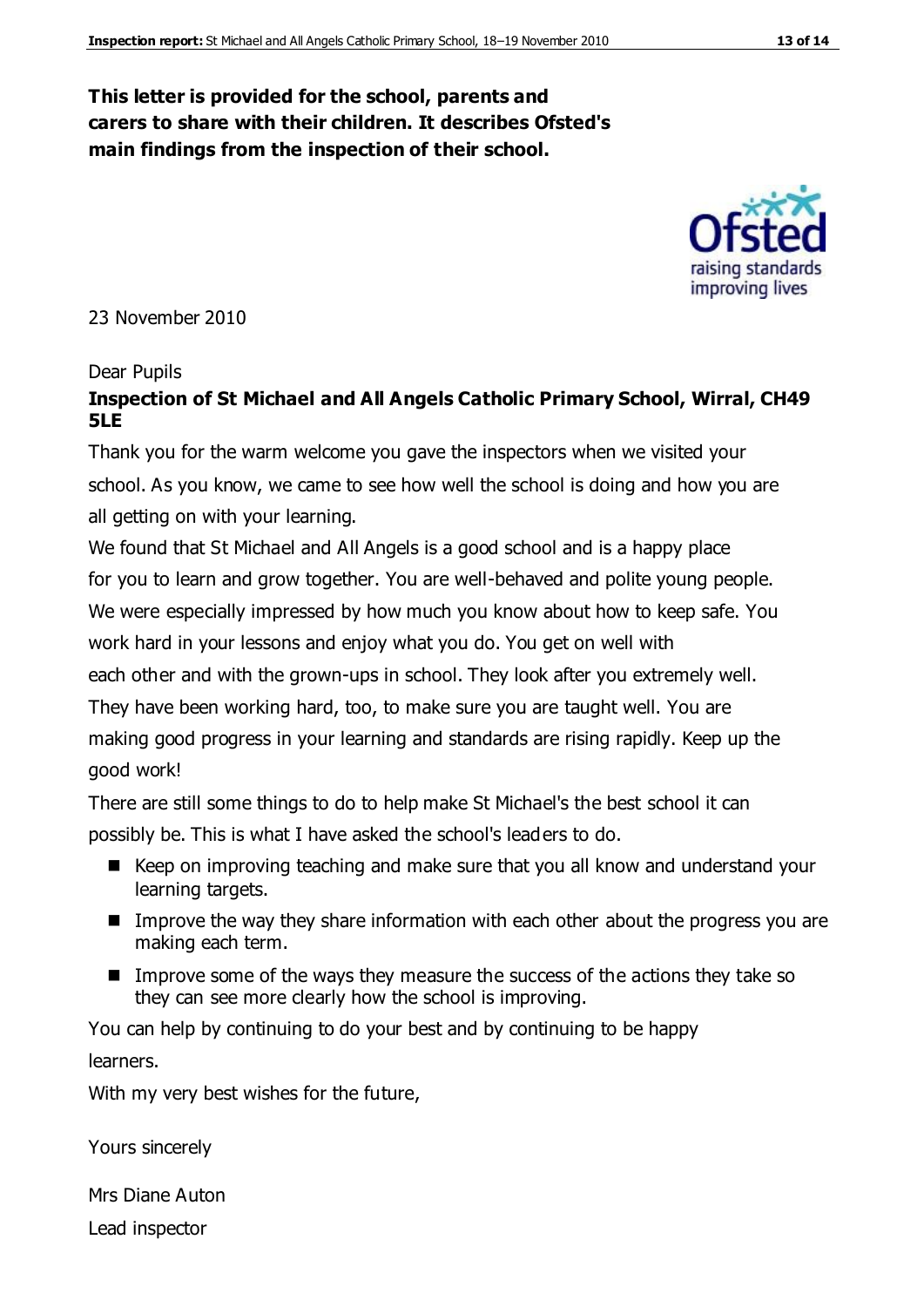**This letter is provided for the school, parents and carers to share with their children. It describes Ofsted's main findings from the inspection of their school.**

23 November 2010

Dear Pupils

**Inspection of St Michael and All Angels Catholic Primary School, Wirral, CH49 5LE**

Thank you for the warm welcome you gave the inspectors when we visited your school. As you know, we came to see how well the school is doing and how you are all getting on with your learning.

We found that St Michael and All Angels is a good school and is a happy place for you to learn and grow together. You are well-behaved and polite young people. We were especially impressed by how much you know about how to keep safe. You work hard in your lessons and enjoy what you do. You get on well with each other and with the grown-ups in school. They look after you extremely well. They have been working hard, too, to make sure you are taught well. You are making good progress in your learning and standards are rising rapidly. Keep up the good work!

There are still some things to do to help make St Michael's the best school it can possibly be. This is what I have asked the school's leaders to do.

- Keep on improving teaching and make sure that you all know and understand your learning targets.
- Improve the way they share information with each other about the progress you are making each term.
- Improve some of the ways they measure the success of the actions they take so they can see more clearly how the school is improving.

You can help by continuing to do your best and by continuing to be happy learners.

With my very best wishes for the future,

Yours sincerely

Mrs Diane Auton

Lead inspector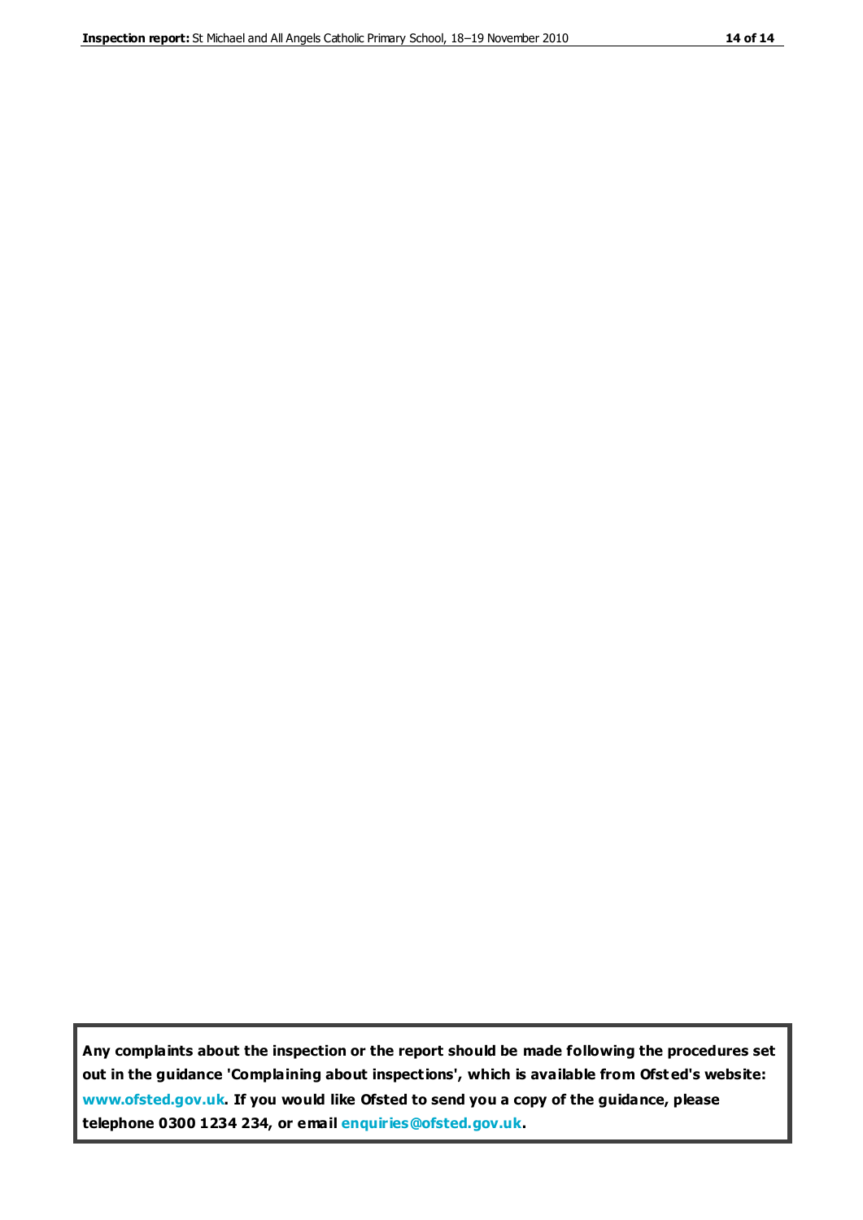**Any complaints about the inspection or the report should be made following the procedures set out in the guidance 'Complaining about inspections', which is available from Ofsted's website: www.ofsted.gov.uk. If you would like Ofsted to send you a copy of the guidance, please telephone 0300 1234 234, or email enquiries@ofsted.gov.uk.**